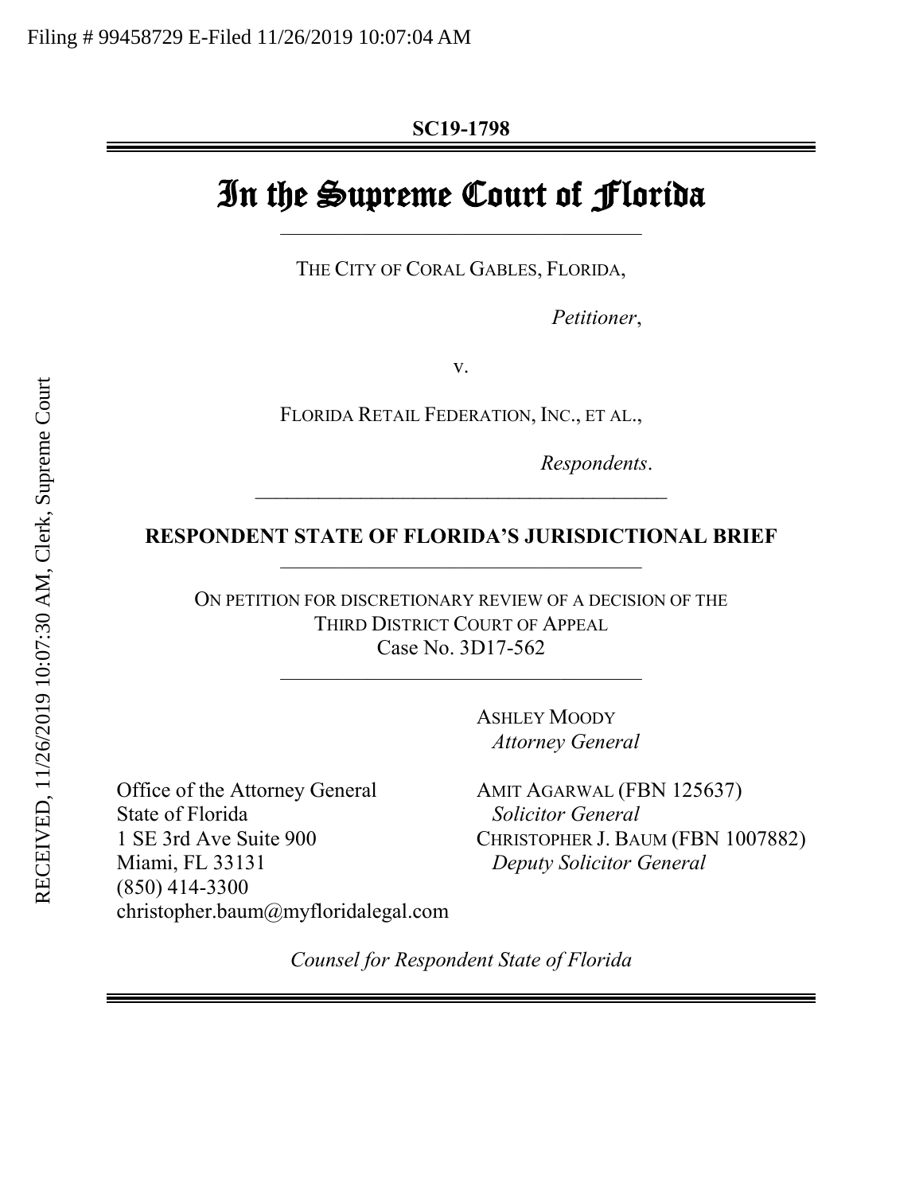Filing # 99458729 E-Filed 11/26/2019 10:07:04 AM

RECEIVED, 11/26/2019 10:07:30 AM, Clerk, Supreme Court

**SC19-1798**

# In the Supreme Court of Florida

THE CITY OF CORAL GABLES, FLORIDA,

*Petitioner*,

v.

FLORIDA RETAIL FEDERATION, INC., ET AL.,

*Respondents*.

## RESPONDENT STATE OF FLORIDA'S JURISDICTIONAL BRIEF

ON PETITION FOR DISCRETIONARY REVIEW OF A DECISION OF THE THIRD DISTRICT COURT OF APPEAL
Case No. 3D17-562

ASHLEY MOODY
*Attorney General*

Office of the Attorney General
State of Florida
1 SE 3rd Ave Suite 900
Miami, FL 33131
(850) 414-3300
christopher.baum@myfloridalegal.com

AMIT AGARWAL (FBN 125637)
*Solicitor General*
CHRISTOPHER J. BAUM (FBN 1007882)
*Deputy Solicitor General*

*Counsel for Respondent State of Florida*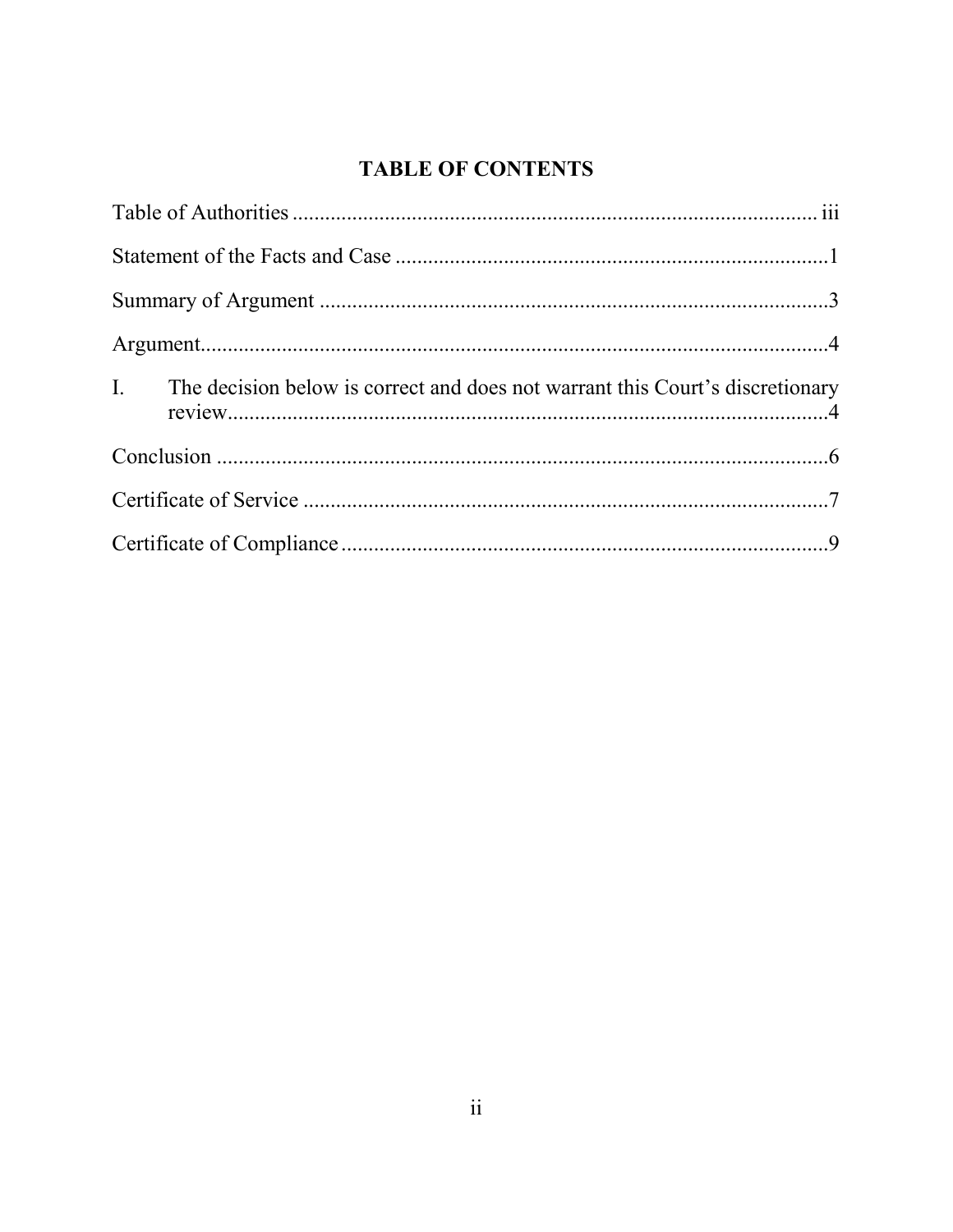# TABLE OF CONTENTS

Table of Authorities ................................................................................................ iii

Statement of the Facts and Case ...............................................................................1

Summary of Argument .............................................................................................3

Argument....................................................................................................................4

I. The decision below is correct and does not warrant this Court's discretionary review..........................................................................................................4

Conclusion .................................................................................................................6

Certificate of Service .................................................................................................7

Certificate of Compliance ..........................................................................................9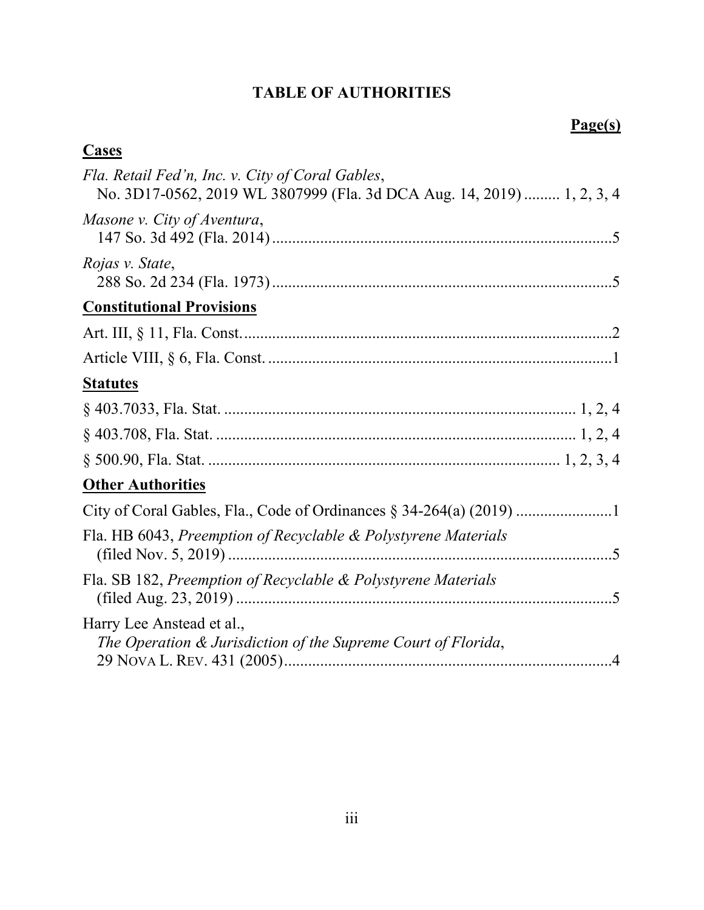# TABLE OF AUTHORITIES

**Page(s)**

## Cases

*Fla. Retail Fed'n, Inc. v. City of Coral Gables*,
No. 3D17-0562, 2019 WL 3807999 (Fla. 3d DCA Aug. 14, 2019) ......... 1, 2, 3, 4

*Masone v. City of Aventura*,
147 So. 3d 492 (Fla. 2014) ....................................................................................5

*Rojas v. State*,
288 So. 2d 234 (Fla. 1973) ....................................................................................5

## Constitutional Provisions

Art. III, § 11, Fla. Const. ..........................................................................................2

Article VIII, § 6, Fla. Const. ......................................................................................1

## Statutes

§ 403.7033, Fla. Stat. ...................................................................................... 1, 2, 4

§ 403.708, Fla. Stat. ........................................................................................ 1, 2, 4

§ 500.90, Fla. Stat. ...................................................................................... 1, 2, 3, 4

## Other Authorities

City of Coral Gables, Fla., Code of Ordinances § 34-264(a) (2019) .......................1

Fla. HB 6043, *Preemption of Recyclable & Polystyrene Materials*
(filed Nov. 5, 2019) ................................................................................................5

Fla. SB 182, *Preemption of Recyclable & Polystyrene Materials*
(filed Aug. 23, 2019) ..............................................................................................5

Harry Lee Anstead et al.,
*The Operation & Jurisdiction of the Supreme Court of Florida*,
29 NOVA L. REV. 431 (2005) .................................................................................4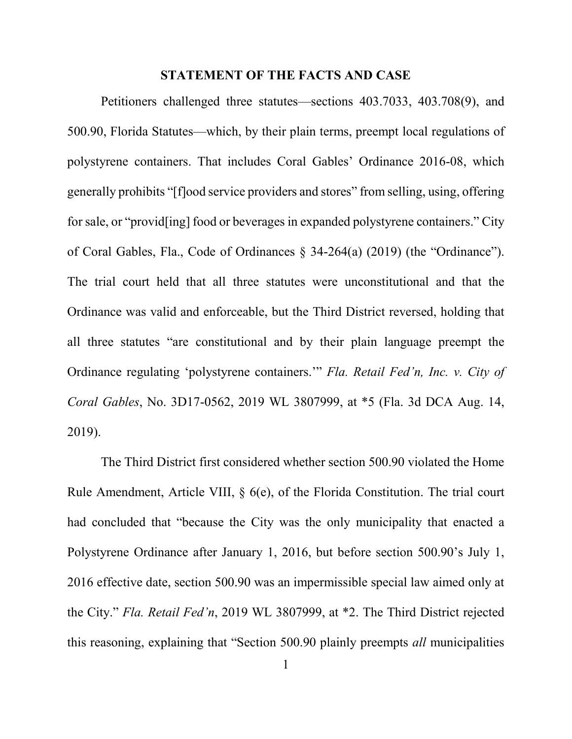## STATEMENT OF THE FACTS AND CASE

Petitioners challenged three statutes—sections 403.7033, 403.708(9), and 500.90, Florida Statutes—which, by their plain terms, preempt local regulations of polystyrene containers. That includes Coral Gables' Ordinance 2016-08, which generally prohibits "[f]ood service providers and stores" from selling, using, offering for sale, or "provid[ing] food or beverages in expanded polystyrene containers." City of Coral Gables, Fla., Code of Ordinances § 34-264(a) (2019) (the "Ordinance"). The trial court held that all three statutes were unconstitutional and that the Ordinance was valid and enforceable, but the Third District reversed, holding that all three statutes "are constitutional and by their plain language preempt the Ordinance regulating 'polystyrene containers.'" *Fla. Retail Fed'n, Inc. v. City of Coral Gables*, No. 3D17-0562, 2019 WL 3807999, at *5 (Fla. 3d DCA Aug. 14, 2019).

The Third District first considered whether section 500.90 violated the Home Rule Amendment, Article VIII, § 6(e), of the Florida Constitution. The trial court had concluded that "because the City was the only municipality that enacted a Polystyrene Ordinance after January 1, 2016, but before section 500.90's July 1, 2016 effective date, section 500.90 was an impermissible special law aimed only at the City." *Fla. Retail Fed'n*, 2019 WL 3807999, at *2. The Third District rejected this reasoning, explaining that "Section 500.90 plainly preempts *all* municipalities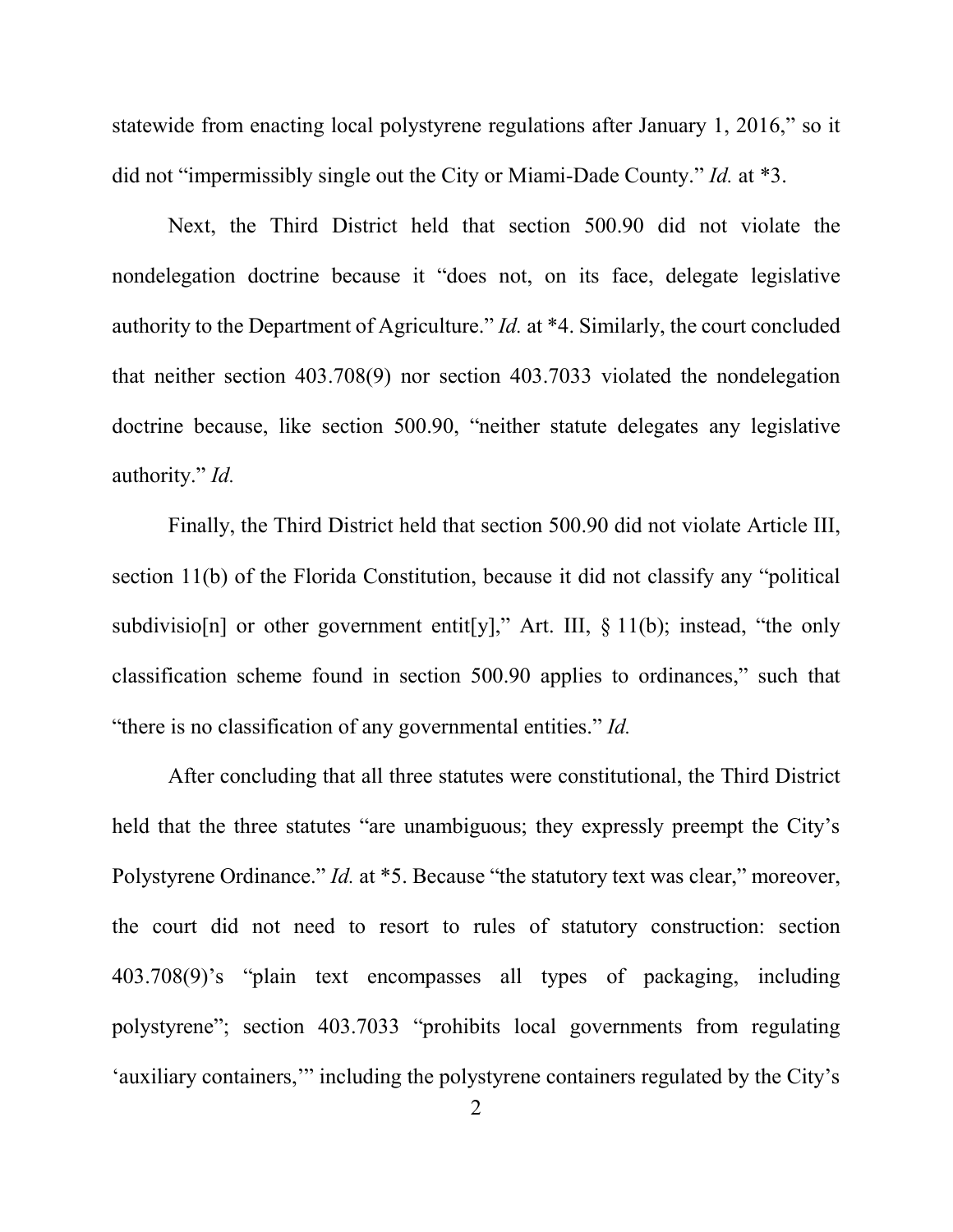statewide from enacting local polystyrene regulations after January 1, 2016," so it did not "impermissibly single out the City or Miami-Dade County." *Id.* at *3.

Next, the Third District held that section 500.90 did not violate the nondelegation doctrine because it "does not, on its face, delegate legislative authority to the Department of Agriculture." *Id.* at *4. Similarly, the court concluded that neither section 403.708(9) nor section 403.7033 violated the nondelegation doctrine because, like section 500.90, "neither statute delegates any legislative authority." *Id.*

Finally, the Third District held that section 500.90 did not violate Article III, section 11(b) of the Florida Constitution, because it did not classify any "political subdivisio[n] or other government entit[y]," Art. III, § 11(b); instead, "the only classification scheme found in section 500.90 applies to ordinances," such that "there is no classification of any governmental entities." *Id.*

After concluding that all three statutes were constitutional, the Third District held that the three statutes "are unambiguous; they expressly preempt the City's Polystyrene Ordinance." *Id.* at *5. Because "the statutory text was clear," moreover, the court did not need to resort to rules of statutory construction: section 403.708(9)'s "plain text encompasses all types of packaging, including polystyrene"; section 403.7033 "prohibits local governments from regulating 'auxiliary containers,'" including the polystyrene containers regulated by the City's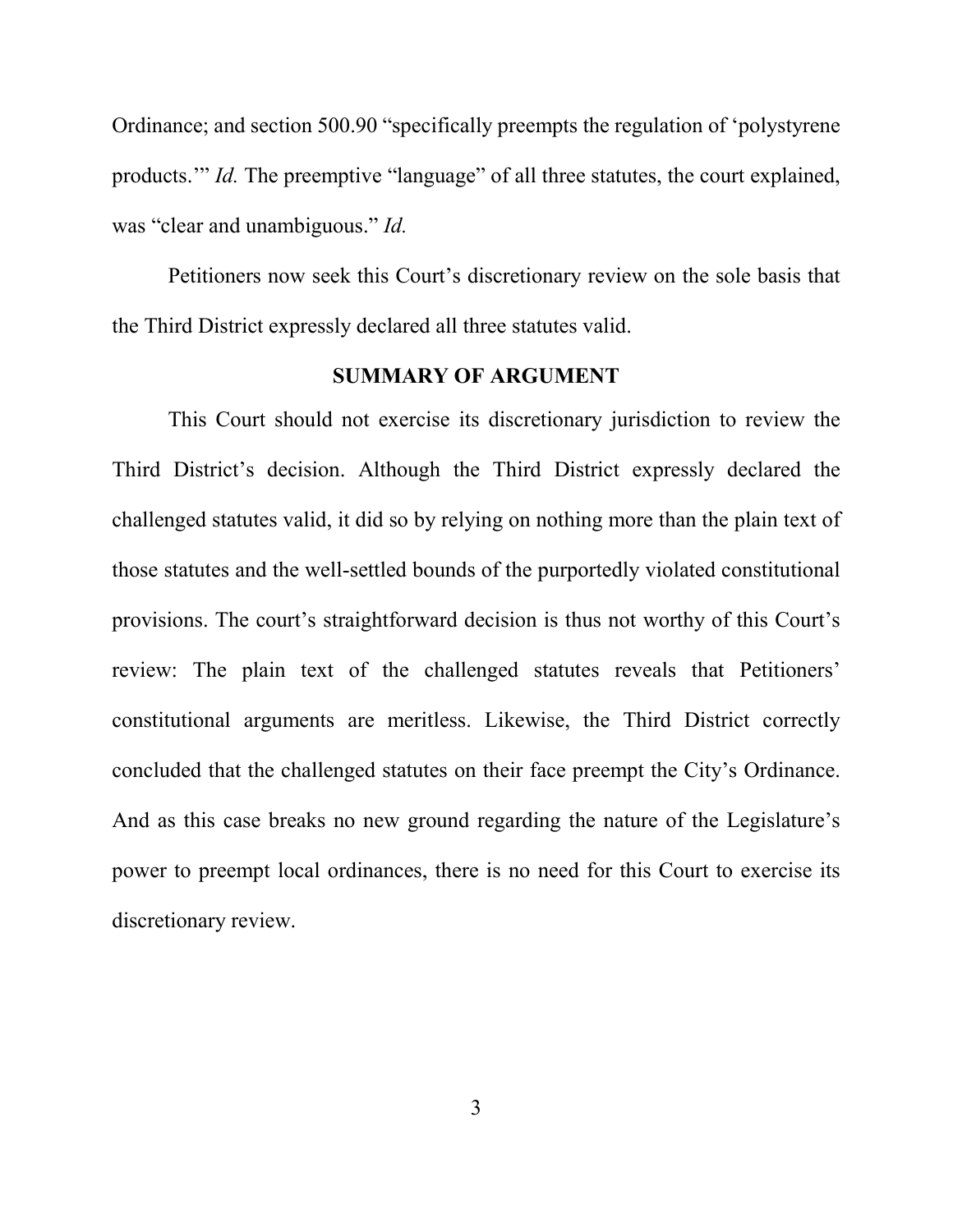Ordinance; and section 500.90 "specifically preempts the regulation of 'polystyrene products.'" *Id.* The preemptive "language" of all three statutes, the court explained, was "clear and unambiguous." *Id.*

Petitioners now seek this Court's discretionary review on the sole basis that the Third District expressly declared all three statutes valid.

## SUMMARY OF ARGUMENT

This Court should not exercise its discretionary jurisdiction to review the Third District's decision. Although the Third District expressly declared the challenged statutes valid, it did so by relying on nothing more than the plain text of those statutes and the well-settled bounds of the purportedly violated constitutional provisions. The court's straightforward decision is thus not worthy of this Court's review: The plain text of the challenged statutes reveals that Petitioners' constitutional arguments are meritless. Likewise, the Third District correctly concluded that the challenged statutes on their face preempt the City's Ordinance. And as this case breaks no new ground regarding the nature of the Legislature's power to preempt local ordinances, there is no need for this Court to exercise its discretionary review.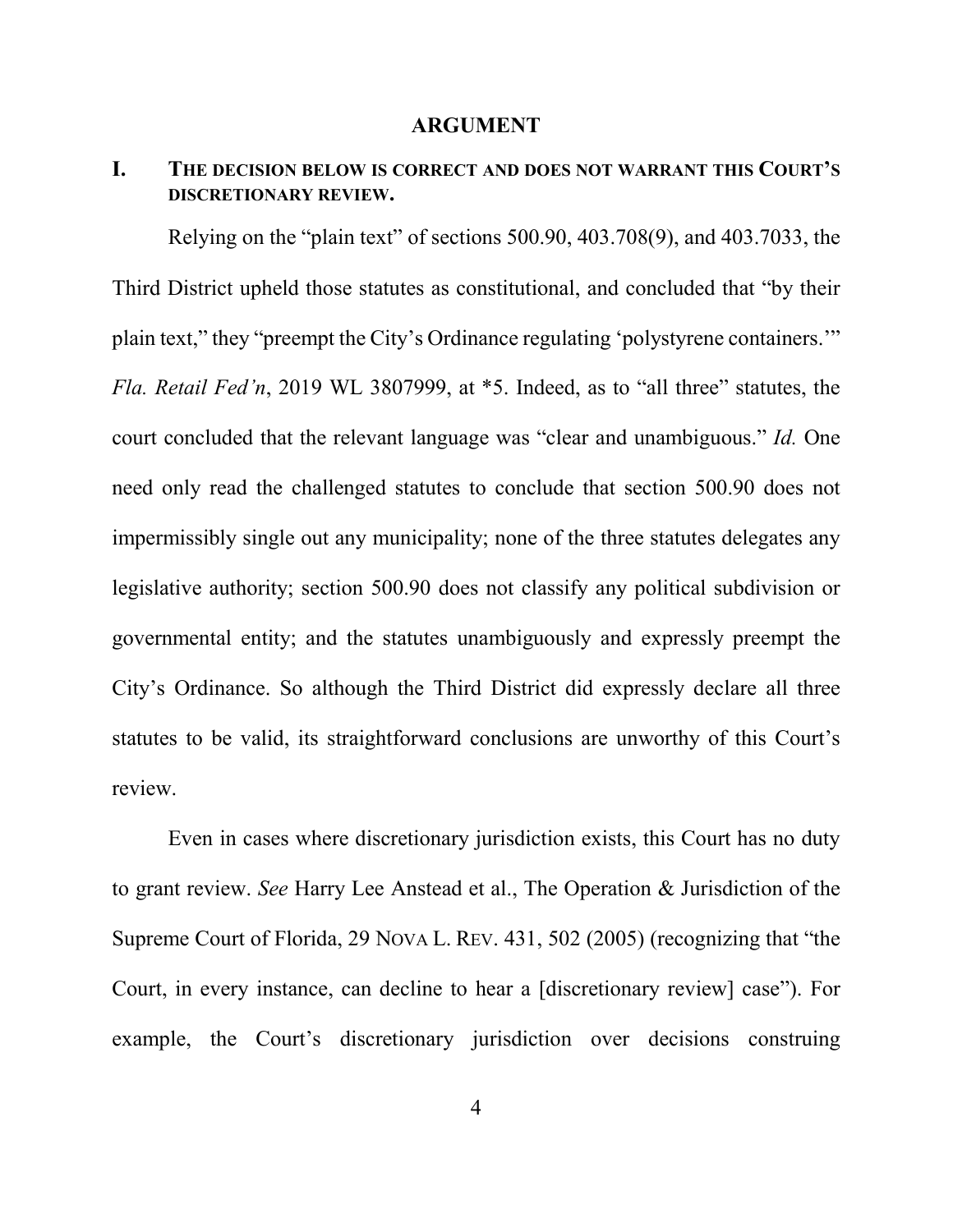## ARGUMENT

### I. THE DECISION BELOW IS CORRECT AND DOES NOT WARRANT THIS COURT'S DISCRETIONARY REVIEW.

Relying on the "plain text" of sections 500.90, 403.708(9), and 403.7033, the Third District upheld those statutes as constitutional, and concluded that "by their plain text," they "preempt the City's Ordinance regulating 'polystyrene containers.'" *Fla. Retail Fed'n*, 2019 WL 3807999, at *5. Indeed, as to "all three" statutes, the court concluded that the relevant language was "clear and unambiguous." *Id.* One need only read the challenged statutes to conclude that section 500.90 does not impermissibly single out any municipality; none of the three statutes delegates any legislative authority; section 500.90 does not classify any political subdivision or governmental entity; and the statutes unambiguously and expressly preempt the City's Ordinance. So although the Third District did expressly declare all three statutes to be valid, its straightforward conclusions are unworthy of this Court's review.

Even in cases where discretionary jurisdiction exists, this Court has no duty to grant review. *See* Harry Lee Anstead et al., The Operation & Jurisdiction of the Supreme Court of Florida, 29 NOVA L. REV. 431, 502 (2005) (recognizing that "the Court, in every instance, can decline to hear a [discretionary review] case"). For example, the Court's discretionary jurisdiction over decisions construing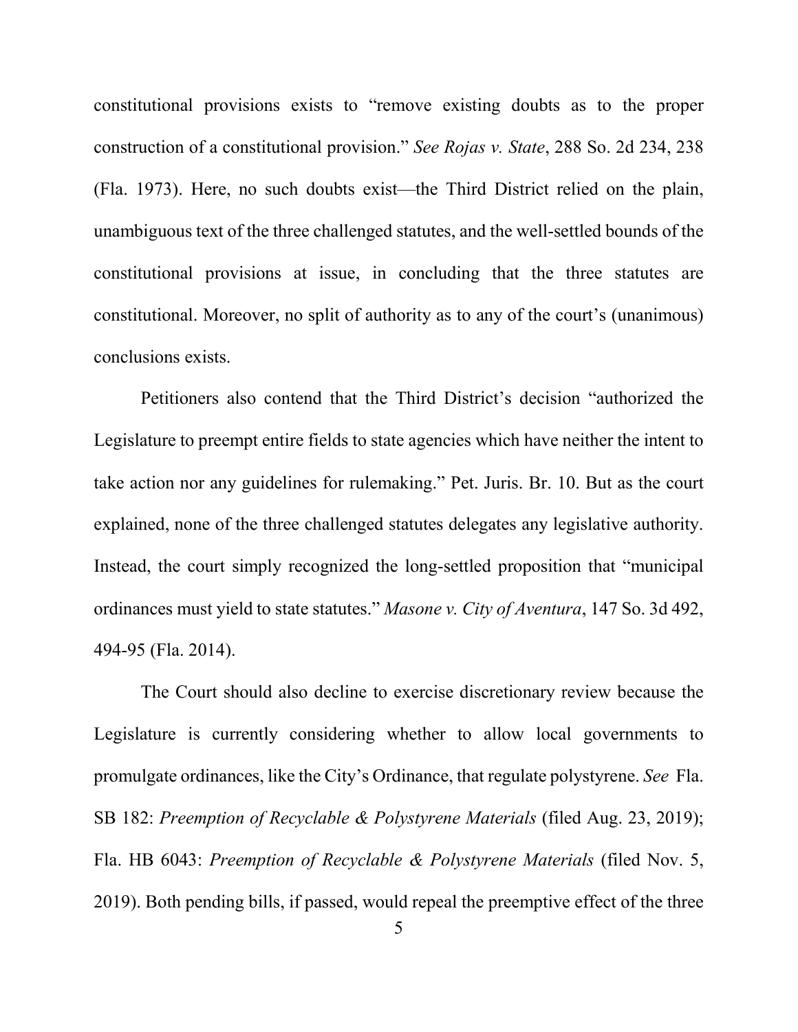constitutional provisions exists to "remove existing doubts as to the proper construction of a constitutional provision." *See Rojas v. State*, 288 So. 2d 234, 238 (Fla. 1973). Here, no such doubts exist—the Third District relied on the plain, unambiguous text of the three challenged statutes, and the well-settled bounds of the constitutional provisions at issue, in concluding that the three statutes are constitutional. Moreover, no split of authority as to any of the court's (unanimous) conclusions exists.

Petitioners also contend that the Third District's decision "authorized the Legislature to preempt entire fields to state agencies which have neither the intent to take action nor any guidelines for rulemaking." Pet. Juris. Br. 10. But as the court explained, none of the three challenged statutes delegates any legislative authority. Instead, the court simply recognized the long-settled proposition that "municipal ordinances must yield to state statutes." *Masone v. City of Aventura*, 147 So. 3d 492, 494-95 (Fla. 2014).

The Court should also decline to exercise discretionary review because the Legislature is currently considering whether to allow local governments to promulgate ordinances, like the City's Ordinance, that regulate polystyrene. *See* Fla. SB 182: *Preemption of Recyclable & Polystyrene Materials* (filed Aug. 23, 2019); Fla. HB 6043: *Preemption of Recyclable & Polystyrene Materials* (filed Nov. 5, 2019). Both pending bills, if passed, would repeal the preemptive effect of the three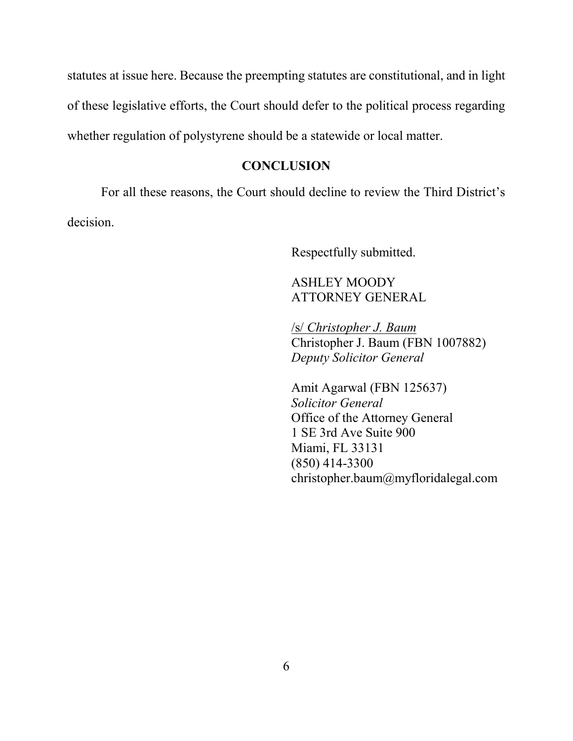statutes at issue here. Because the preempting statutes are constitutional, and in light of these legislative efforts, the Court should defer to the political process regarding whether regulation of polystyrene should be a statewide or local matter.

## CONCLUSION

For all these reasons, the Court should decline to review the Third District's decision.

Respectfully submitted.

ASHLEY MOODY
ATTORNEY GENERAL

/s/ *Christopher J. Baum*
Christopher J. Baum (FBN 1007882)
*Deputy Solicitor General*

Amit Agarwal (FBN 125637)
*Solicitor General*
Office of the Attorney General
1 SE 3rd Ave Suite 900
Miami, FL 33131
(850) 414-3300
christopher.baum@myfloridalegal.com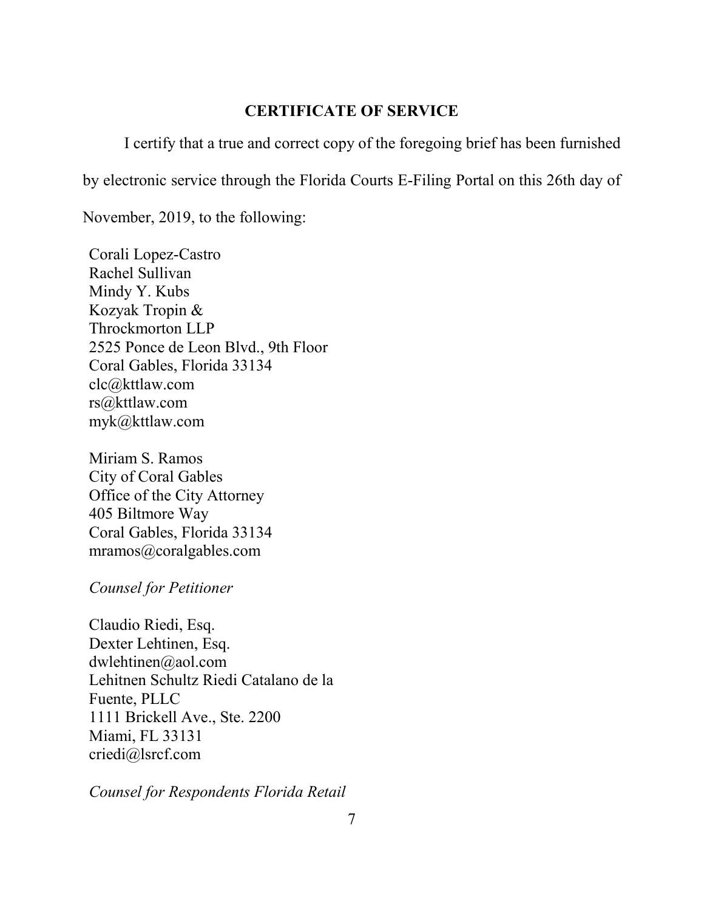## CERTIFICATE OF SERVICE

I certify that a true and correct copy of the foregoing brief has been furnished by electronic service through the Florida Courts E-Filing Portal on this 26th day of November, 2019, to the following:

Corali Lopez-Castro
Rachel Sullivan
Mindy Y. Kubs
Kozyak Tropin &
Throckmorton LLP
2525 Ponce de Leon Blvd., 9th Floor
Coral Gables, Florida 33134
clc@kttlaw.com
rs@kttlaw.com
myk@kttlaw.com

Miriam S. Ramos
City of Coral Gables
Office of the City Attorney
405 Biltmore Way
Coral Gables, Florida 33134
mramos@coralgables.com

*Counsel for Petitioner*

Claudio Riedi, Esq.
Dexter Lehtinen, Esq.
dwlehtinen@aol.com
Lehitnen Schultz Riedi Catalano de la
Fuente, PLLC
1111 Brickell Ave., Ste. 2200
Miami, FL 33131
criedi@lsrcf.com

*Counsel for Respondents Florida Retail*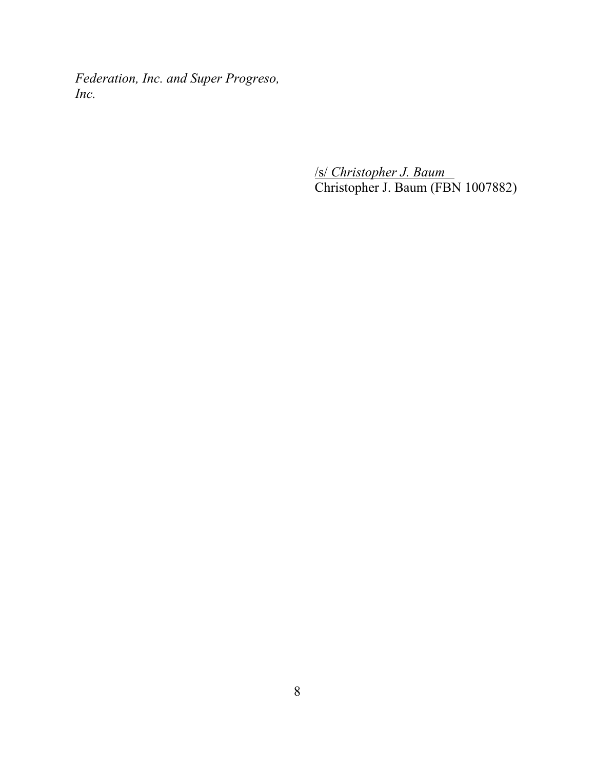*Federation, Inc. and Super Progreso, Inc.*

/s/ *Christopher J. Baum*
Christopher J. Baum (FBN 1007882)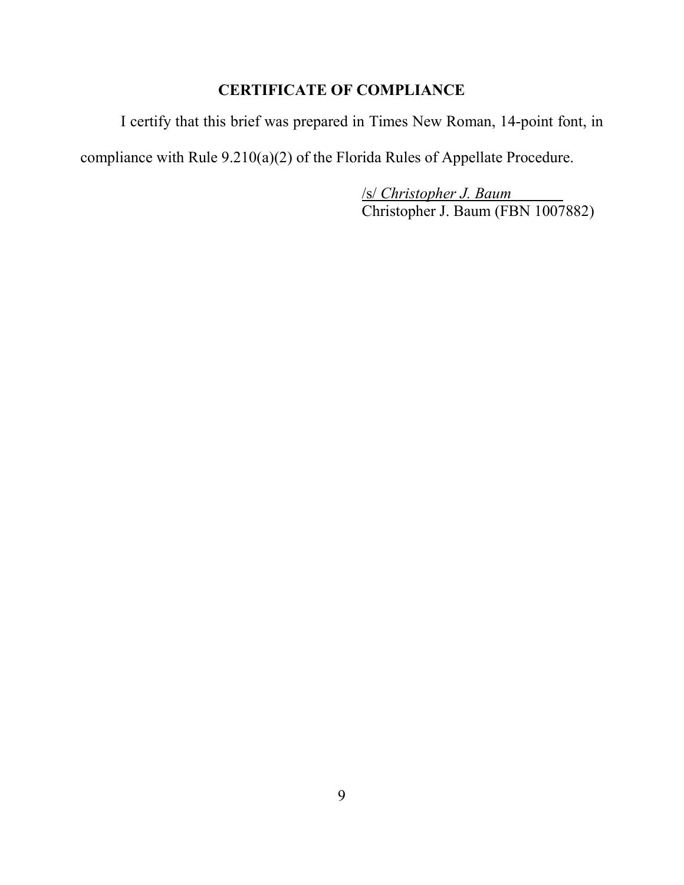## CERTIFICATE OF COMPLIANCE

I certify that this brief was prepared in Times New Roman, 14-point font, in compliance with Rule 9.210(a)(2) of the Florida Rules of Appellate Procedure.

/s/ *Christopher J. Baum*
Christopher J. Baum (FBN 1007882)